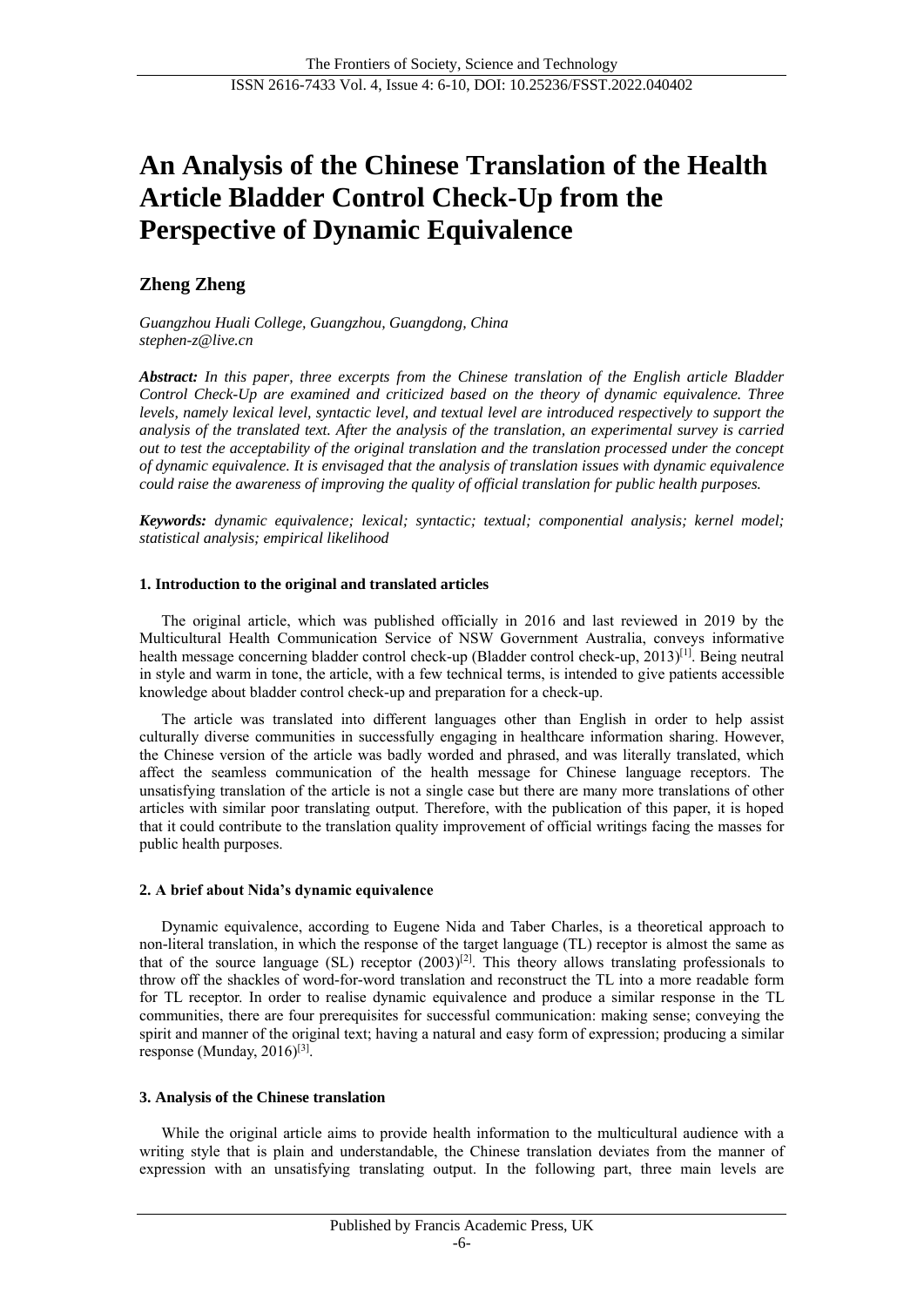# An Analysis of the Chinese Translation of the Health Article Bladder Control Check-Up from the Perspective of Dynamic Equivalence

**Zheng Zheng**

*Guangzhou Huali College, Guangzhou, Guangdong, China*
*stephen-z@live.cn*

***Abstract:*** *In this paper, three excerpts from the Chinese translation of the English article Bladder Control Check-Up are examined and criticized based on the theory of dynamic equivalence. Three levels, namely lexical level, syntactic level, and textual level are introduced respectively to support the analysis of the translated text. After the analysis of the translation, an experimental survey is carried out to test the acceptability of the original translation and the translation processed under the concept of dynamic equivalence. It is envisaged that the analysis of translation issues with dynamic equivalence could raise the awareness of improving the quality of official translation for public health purposes.*

***Keywords:*** *dynamic equivalence; lexical; syntactic; textual; componential analysis; kernel model; statistical analysis; empirical likelihood*

#### 1. Introduction to the original and translated articles

The original article, which was published officially in 2016 and last reviewed in 2019 by the Multicultural Health Communication Service of NSW Government Australia, conveys informative health message concerning bladder control check-up (Bladder control check-up, 2013)[1]. Being neutral in style and warm in tone, the article, with a few technical terms, is intended to give patients accessible knowledge about bladder control check-up and preparation for a check-up.

The article was translated into different languages other than English in order to help assist culturally diverse communities in successfully engaging in healthcare information sharing. However, the Chinese version of the article was badly worded and phrased, and was literally translated, which affect the seamless communication of the health message for Chinese language receptors. The unsatisfying translation of the article is not a single case but there are many more translations of other articles with similar poor translating output. Therefore, with the publication of this paper, it is hoped that it could contribute to the translation quality improvement of official writings facing the masses for public health purposes.

#### 2. A brief about Nida's dynamic equivalence

Dynamic equivalence, according to Eugene Nida and Taber Charles, is a theoretical approach to non-literal translation, in which the response of the target language (TL) receptor is almost the same as that of the source language (SL) receptor (2003)[2]. This theory allows translating professionals to throw off the shackles of word-for-word translation and reconstruct the TL into a more readable form for TL receptor. In order to realise dynamic equivalence and produce a similar response in the TL communities, there are four prerequisites for successful communication: making sense; conveying the spirit and manner of the original text; having a natural and easy form of expression; producing a similar response (Munday, 2016)[3].

#### 3. Analysis of the Chinese translation

While the original article aims to provide health information to the multicultural audience with a writing style that is plain and understandable, the Chinese translation deviates from the manner of expression with an unsatisfying translating output. In the following part, three main levels are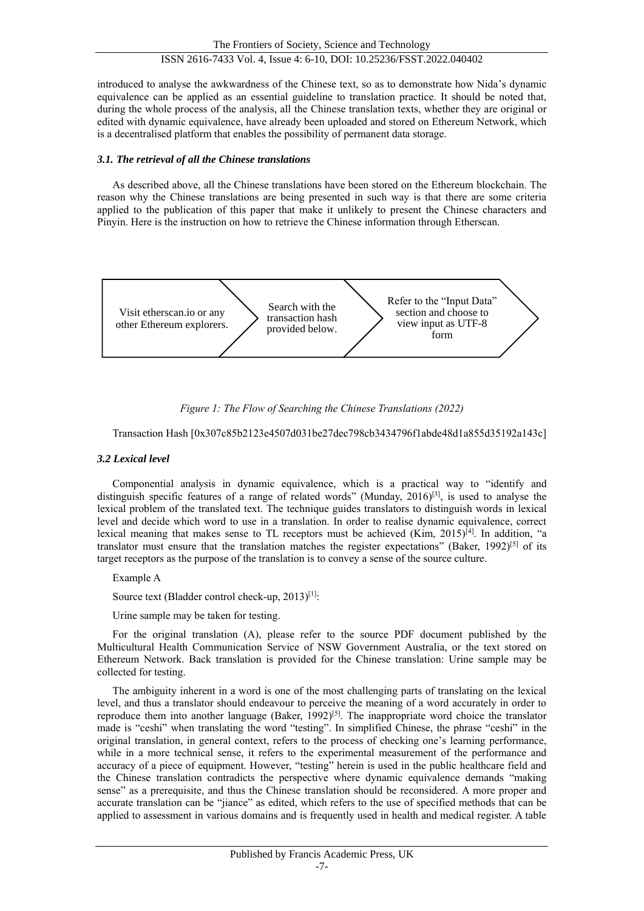introduced to analyse the awkwardness of the Chinese text, so as to demonstrate how Nida's dynamic equivalence can be applied as an essential guideline to translation practice. It should be noted that, during the whole process of the analysis, all the Chinese translation texts, whether they are original or edited with dynamic equivalence, have already been uploaded and stored on Ethereum Network, which is a decentralised platform that enables the possibility of permanent data storage.

### *3.1. The retrieval of all the Chinese translations*

As described above, all the Chinese translations have been stored on the Ethereum blockchain. The reason why the Chinese translations are being presented in such way is that there are some criteria applied to the publication of this paper that make it unlikely to present the Chinese characters and Pinyin. Here is the instruction on how to retrieve the Chinese information through Etherscan.

Visit etherscan.io or any other Ethereum explorers. → Search with the transaction hash provided below. → Refer to the "Input Data" section and choose to view input as UTF-8 form

*Figure 1: The Flow of Searching the Chinese Translations (2022)*

Transaction Hash [0x307c85b2123e4507d031be27dec798cb3434796f1abde48d1a855d35192a143c]

### *3.2 Lexical level*

Componential analysis in dynamic equivalence, which is a practical way to "identify and distinguish specific features of a range of related words" (Munday, 2016)[3], is used to analyse the lexical problem of the translated text. The technique guides translators to distinguish words in lexical level and decide which word to use in a translation. In order to realise dynamic equivalence, correct lexical meaning that makes sense to TL receptors must be achieved (Kim, 2015)[4]. In addition, "a translator must ensure that the translation matches the register expectations" (Baker, 1992)[5] of its target receptors as the purpose of the translation is to convey a sense of the source culture.

Example A

Source text (Bladder control check-up, 2013)[1]:

Urine sample may be taken for testing.

For the original translation (A), please refer to the source PDF document published by the Multicultural Health Communication Service of NSW Government Australia, or the text stored on Ethereum Network. Back translation is provided for the Chinese translation: Urine sample may be collected for testing.

The ambiguity inherent in a word is one of the most challenging parts of translating on the lexical level, and thus a translator should endeavour to perceive the meaning of a word accurately in order to reproduce them into another language (Baker, 1992)[5]. The inappropriate word choice the translator made is "ceshi" when translating the word "testing". In simplified Chinese, the phrase "ceshi" in the original translation, in general context, refers to the process of checking one's learning performance, while in a more technical sense, it refers to the experimental measurement of the performance and accuracy of a piece of equipment. However, "testing" herein is used in the public healthcare field and the Chinese translation contradicts the perspective where dynamic equivalence demands "making sense" as a prerequisite, and thus the Chinese translation should be reconsidered. A more proper and accurate translation can be "jiance" as edited, which refers to the use of specified methods that can be applied to assessment in various domains and is frequently used in health and medical register. A table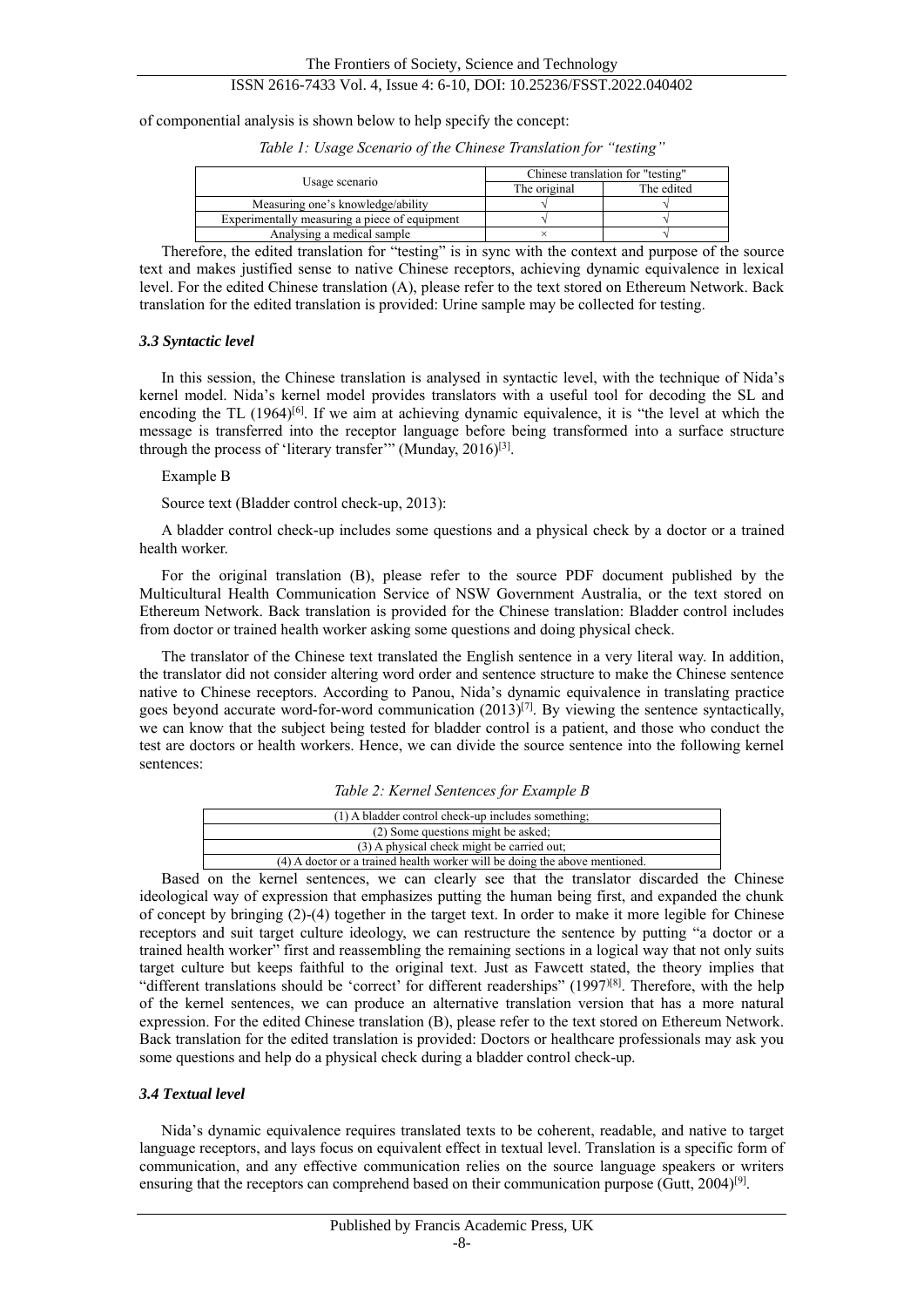of componential analysis is shown below to help specify the concept:

*Table 1: Usage Scenario of the Chinese Translation for "testing"*

| Usage scenario | Chinese translation for "testing" | |
|---|---|---|
| | The original | The edited |
| Measuring one's knowledge/ability | √ | √ |
| Experimentally measuring a piece of equipment | √ | √ |
| Analysing a medical sample | × | √ |

Therefore, the edited translation for "testing" is in sync with the context and purpose of the source text and makes justified sense to native Chinese receptors, achieving dynamic equivalence in lexical level. For the edited Chinese translation (A), please refer to the text stored on Ethereum Network. Back translation for the edited translation is provided: Urine sample may be collected for testing.

### *3.3 Syntactic level*

In this session, the Chinese translation is analysed in syntactic level, with the technique of Nida's kernel model. Nida's kernel model provides translators with a useful tool for decoding the SL and encoding the TL (1964)[6]. If we aim at achieving dynamic equivalence, it is "the level at which the message is transferred into the receptor language before being transformed into a surface structure through the process of 'literary transfer'" (Munday, 2016)[3].

Example B

Source text (Bladder control check-up, 2013):

A bladder control check-up includes some questions and a physical check by a doctor or a trained health worker.

For the original translation (B), please refer to the source PDF document published by the Multicultural Health Communication Service of NSW Government Australia, or the text stored on Ethereum Network. Back translation is provided for the Chinese translation: Bladder control includes from doctor or trained health worker asking some questions and doing physical check.

The translator of the Chinese text translated the English sentence in a very literal way. In addition, the translator did not consider altering word order and sentence structure to make the Chinese sentence native to Chinese receptors. According to Panou, Nida's dynamic equivalence in translating practice goes beyond accurate word-for-word communication (2013)[7]. By viewing the sentence syntactically, we can know that the subject being tested for bladder control is a patient, and those who conduct the test are doctors or health workers. Hence, we can divide the source sentence into the following kernel sentences:

*Table 2: Kernel Sentences for Example B*

| (1) A bladder control check-up includes something; |
|---|
| (2) Some questions might be asked; |
| (3) A physical check might be carried out; |
| (4) A doctor or a trained health worker will be doing the above mentioned. |

Based on the kernel sentences, we can clearly see that the translator discarded the Chinese ideological way of expression that emphasizes putting the human being first, and expanded the chunk of concept by bringing (2)-(4) together in the target text. In order to make it more legible for Chinese receptors and suit target culture ideology, we can restructure the sentence by putting "a doctor or a trained health worker" first and reassembling the remaining sections in a logical way that not only suits target culture but keeps faithful to the original text. Just as Fawcett stated, the theory implies that "different translations should be 'correct' for different readerships" (1997)[8]. Therefore, with the help of the kernel sentences, we can produce an alternative translation version that has a more natural expression. For the edited Chinese translation (B), please refer to the text stored on Ethereum Network. Back translation for the edited translation is provided: Doctors or healthcare professionals may ask you some questions and help do a physical check during a bladder control check-up.

### *3.4 Textual level*

Nida's dynamic equivalence requires translated texts to be coherent, readable, and native to target language receptors, and lays focus on equivalent effect in textual level. Translation is a specific form of communication, and any effective communication relies on the source language speakers or writers ensuring that the receptors can comprehend based on their communication purpose (Gutt, 2004)[9].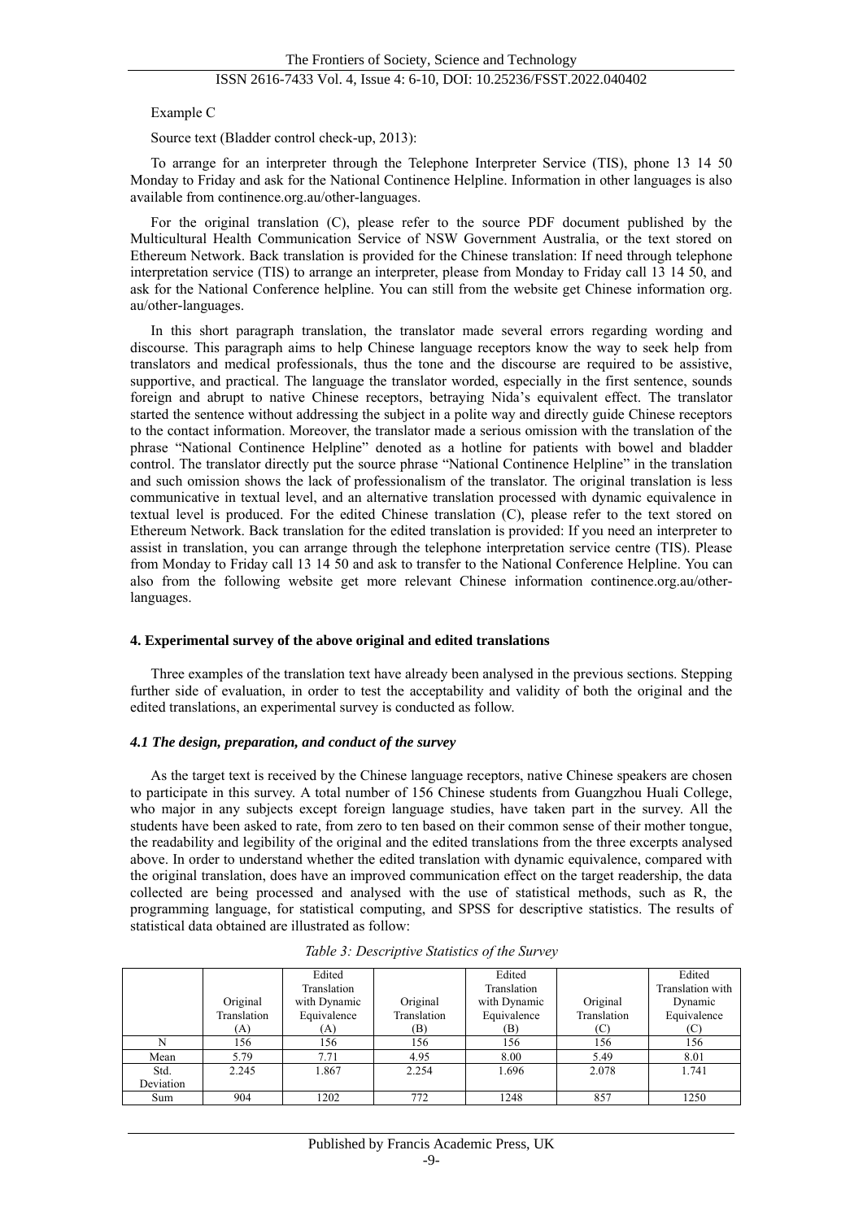Example C

Source text (Bladder control check-up, 2013):

To arrange for an interpreter through the Telephone Interpreter Service (TIS), phone 13 14 50 Monday to Friday and ask for the National Continence Helpline. Information in other languages is also available from continence.org.au/other-languages.

For the original translation (C), please refer to the source PDF document published by the Multicultural Health Communication Service of NSW Government Australia, or the text stored on Ethereum Network. Back translation is provided for the Chinese translation: If need through telephone interpretation service (TIS) to arrange an interpreter, please from Monday to Friday call 13 14 50, and ask for the National Conference helpline. You can still from the website get Chinese information org. au/other-languages.

In this short paragraph translation, the translator made several errors regarding wording and discourse. This paragraph aims to help Chinese language receptors know the way to seek help from translators and medical professionals, thus the tone and the discourse are required to be assistive, supportive, and practical. The language the translator worded, especially in the first sentence, sounds foreign and abrupt to native Chinese receptors, betraying Nida's equivalent effect. The translator started the sentence without addressing the subject in a polite way and directly guide Chinese receptors to the contact information. Moreover, the translator made a serious omission with the translation of the phrase "National Continence Helpline" denoted as a hotline for patients with bowel and bladder control. The translator directly put the source phrase "National Continence Helpline" in the translation and such omission shows the lack of professionalism of the translator. The original translation is less communicative in textual level, and an alternative translation processed with dynamic equivalence in textual level is produced. For the edited Chinese translation (C), please refer to the text stored on Ethereum Network. Back translation for the edited translation is provided: If you need an interpreter to assist in translation, you can arrange through the telephone interpretation service centre (TIS). Please from Monday to Friday call 13 14 50 and ask to transfer to the National Conference Helpline. You can also from the following website get more relevant Chinese information continence.org.au/other-languages.

## 4. Experimental survey of the above original and edited translations

Three examples of the translation text have already been analysed in the previous sections. Stepping further side of evaluation, in order to test the acceptability and validity of both the original and the edited translations, an experimental survey is conducted as follow.

### *4.1 The design, preparation, and conduct of the survey*

As the target text is received by the Chinese language receptors, native Chinese speakers are chosen to participate in this survey. A total number of 156 Chinese students from Guangzhou Huali College, who major in any subjects except foreign language studies, have taken part in the survey. All the students have been asked to rate, from zero to ten based on their common sense of their mother tongue, the readability and legibility of the original and the edited translations from the three excerpts analysed above. In order to understand whether the edited translation with dynamic equivalence, compared with the original translation, does have an improved communication effect on the target readership, the data collected are being processed and analysed with the use of statistical methods, such as R, the programming language, for statistical computing, and SPSS for descriptive statistics. The results of statistical data obtained are illustrated as follow:

*Table 3: Descriptive Statistics of the Survey*

| | Original Translation (A) | Edited Translation with Dynamic Equivalence (A) | Original Translation (B) | Edited Translation with Dynamic Equivalence (B) | Original Translation (C) | Edited Translation with Dynamic Equivalence (C) |
|---|---|---|---|---|---|---|
| N | 156 | 156 | 156 | 156 | 156 | 156 |
| Mean | 5.79 | 7.71 | 4.95 | 8.00 | 5.49 | 8.01 |
| Std. Deviation | 2.245 | 1.867 | 2.254 | 1.696 | 2.078 | 1.741 |
| Sum | 904 | 1202 | 772 | 1248 | 857 | 1250 |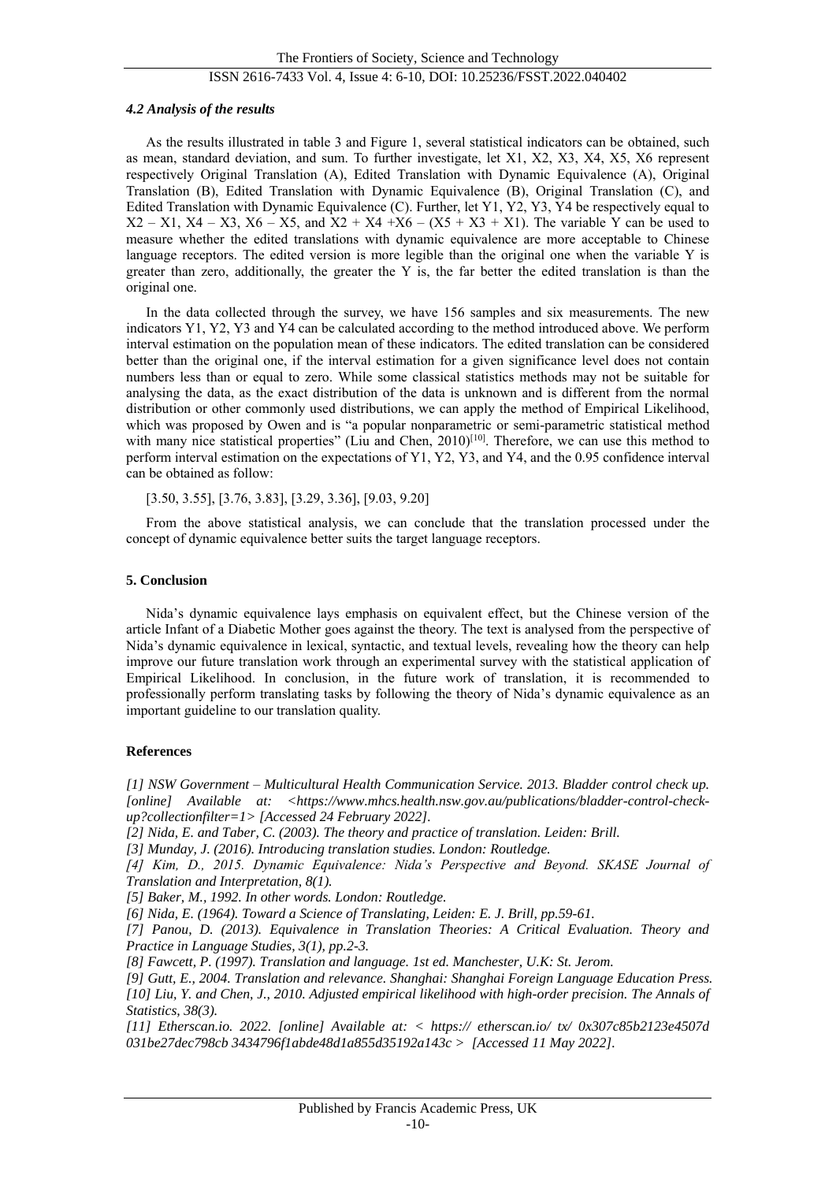### 4.2 Analysis of the results

As the results illustrated in table 3 and Figure 1, several statistical indicators can be obtained, such as mean, standard deviation, and sum. To further investigate, let X1, X2, X3, X4, X5, X6 represent respectively Original Translation (A), Edited Translation with Dynamic Equivalence (A), Original Translation (B), Edited Translation with Dynamic Equivalence (B), Original Translation (C), and Edited Translation with Dynamic Equivalence (C). Further, let Y1, Y2, Y3, Y4 be respectively equal to X2 – X1, X4 – X3, X6 – X5, and X2 + X4 +X6 – (X5 + X3 + X1). The variable Y can be used to measure whether the edited translations with dynamic equivalence are more acceptable to Chinese language receptors. The edited version is more legible than the original one when the variable Y is greater than zero, additionally, the greater the Y is, the far better the edited translation is than the original one.

In the data collected through the survey, we have 156 samples and six measurements. The new indicators Y1, Y2, Y3 and Y4 can be calculated according to the method introduced above. We perform interval estimation on the population mean of these indicators. The edited translation can be considered better than the original one, if the interval estimation for a given significance level does not contain numbers less than or equal to zero. While some classical statistics methods may not be suitable for analysing the data, as the exact distribution of the data is unknown and is different from the normal distribution or other commonly used distributions, we can apply the method of Empirical Likelihood, which was proposed by Owen and is "a popular nonparametric or semi-parametric statistical method with many nice statistical properties" (Liu and Chen, 2010)[10]. Therefore, we can use this method to perform interval estimation on the expectations of Y1, Y2, Y3, and Y4, and the 0.95 confidence interval can be obtained as follow:

[3.50, 3.55], [3.76, 3.83], [3.29, 3.36], [9.03, 9.20]

From the above statistical analysis, we can conclude that the translation processed under the concept of dynamic equivalence better suits the target language receptors.

## 5. Conclusion

Nida's dynamic equivalence lays emphasis on equivalent effect, but the Chinese version of the article Infant of a Diabetic Mother goes against the theory. The text is analysed from the perspective of Nida's dynamic equivalence in lexical, syntactic, and textual levels, revealing how the theory can help improve our future translation work through an experimental survey with the statistical application of Empirical Likelihood. In conclusion, in the future work of translation, it is recommended to professionally perform translating tasks by following the theory of Nida's dynamic equivalence as an important guideline to our translation quality.

## References

*[1] NSW Government – Multicultural Health Communication Service. 2013. Bladder control check up. [online] Available at: <https://www.mhcs.health.nsw.gov.au/publications/bladder-control-check-up?collectionfilter=1> [Accessed 24 February 2022].*

*[2] Nida, E. and Taber, C. (2003). The theory and practice of translation. Leiden: Brill.*

*[3] Munday, J. (2016). Introducing translation studies. London: Routledge.*

*[4] Kim, D., 2015. Dynamic Equivalence: Nida's Perspective and Beyond. SKASE Journal of Translation and Interpretation, 8(1).*

*[5] Baker, M., 1992. In other words. London: Routledge.*

*[6] Nida, E. (1964). Toward a Science of Translating, Leiden: E. J. Brill, pp.59-61.*

*[7] Panou, D. (2013). Equivalence in Translation Theories: A Critical Evaluation. Theory and Practice in Language Studies, 3(1), pp.2-3.*

*[8] Fawcett, P. (1997). Translation and language. 1st ed. Manchester, U.K: St. Jerom.*

*[9] Gutt, E., 2004. Translation and relevance. Shanghai: Shanghai Foreign Language Education Press.*

*[10] Liu, Y. and Chen, J., 2010. Adjusted empirical likelihood with high-order precision. The Annals of Statistics, 38(3).*

*[11] Etherscan.io. 2022. [online] Available at: < https:// etherscan.io/ tx/ 0x307c85b2123e4507d 031be27dec798cb 3434796f1abde48d1a855d35192a143c > [Accessed 11 May 2022].*